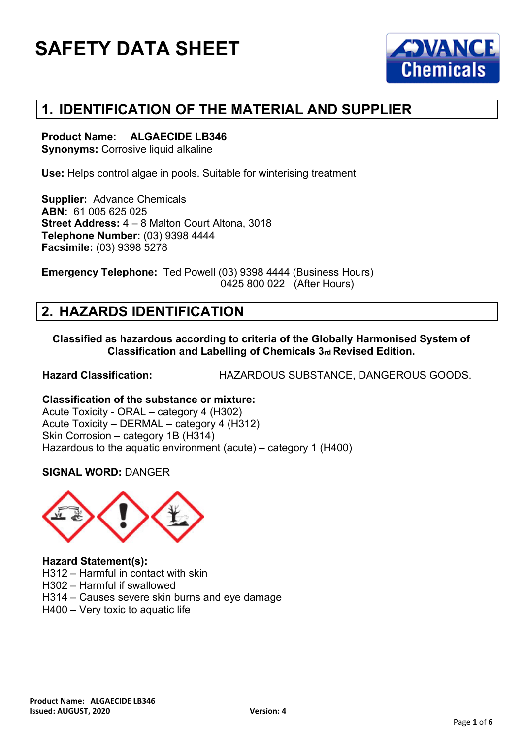# SAFETY DATA SHEET

ADVANCE Chemicals

## 1. IDENTIFICATION OF THE MATERIAL AND SUPPLIER

**Product Name: ALGAECIDE LB346**
**Synonyms:** Corrosive liquid alkaline

**Use:** Helps control algae in pools. Suitable for winterising treatment

**Supplier:** Advance Chemicals
**ABN:** 61 005 625 025
**Street Address:** 4 – 8 Malton Court Altona, 3018
**Telephone Number:** (03) 9398 4444
**Facsimile:** (03) 9398 5278

**Emergency Telephone:** Ted Powell (03) 9398 4444 (Business Hours)
0425 800 022 (After Hours)

## 2. HAZARDS IDENTIFICATION

**Classified as hazardous according to criteria of the Globally Harmonised System of Classification and Labelling of Chemicals 3rd Revised Edition.**

**Hazard Classification:** HAZARDOUS SUBSTANCE, DANGEROUS GOODS.

**Classification of the substance or mixture:**
Acute Toxicity - ORAL – category 4 (H302)
Acute Toxicity – DERMAL – category 4 (H312)
Skin Corrosion – category 1B (H314)
Hazardous to the aquatic environment (acute) – category 1 (H400)

**SIGNAL WORD:** DANGER

**Hazard Statement(s):**
H312 – Harmful in contact with skin
H302 – Harmful if swallowed
H314 – Causes severe skin burns and eye damage
H400 – Very toxic to aquatic life

**Product Name: ALGAECIDE LB346**
**Issued: AUGUST, 2020** **Version: 4**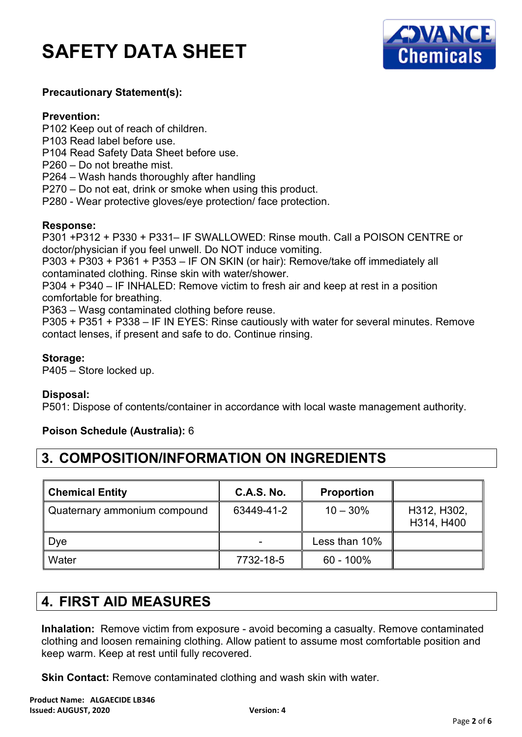# SAFETY DATA SHEET

**Precautionary Statement(s):**

**Prevention:**
P102 Keep out of reach of children.
P103 Read label before use.
P104 Read Safety Data Sheet before use.
P260 – Do not breathe mist.
P264 – Wash hands thoroughly after handling
P270 – Do not eat, drink or smoke when using this product.
P280 - Wear protective gloves/eye protection/ face protection.

**Response:**
P301 +P312 + P330 + P331– IF SWALLOWED: Rinse mouth. Call a POISON CENTRE or doctor/physician if you feel unwell. Do NOT induce vomiting.
P303 + P303 + P361 + P353 – IF ON SKIN (or hair): Remove/take off immediately all contaminated clothing. Rinse skin with water/shower.
P304 + P340 – IF INHALED: Remove victim to fresh air and keep at rest in a position comfortable for breathing.
P363 – Wasg contaminated clothing before reuse.
P305 + P351 + P338 – IF IN EYES: Rinse cautiously with water for several minutes. Remove contact lenses, if present and safe to do. Continue rinsing.

**Storage:**
P405 – Store locked up.

**Disposal:**
P501: Dispose of contents/container in accordance with local waste management authority.

**Poison Schedule (Australia):** 6

## 3. COMPOSITION/INFORMATION ON INGREDIENTS

| Chemical Entity | C.A.S. No. | Proportion | |
|---|---|---|---|
| Quaternary ammonium compound | 63449-41-2 | 10 – 30% | H312, H302, H314, H400 |
| Dye | - | Less than 10% | |
| Water | 7732-18-5 | 60 - 100% | |

## 4. FIRST AID MEASURES

**Inhalation:** Remove victim from exposure - avoid becoming a casualty. Remove contaminated clothing and loosen remaining clothing. Allow patient to assume most comfortable position and keep warm. Keep at rest until fully recovered.

**Skin Contact:** Remove contaminated clothing and wash skin with water.

**Product Name: ALGAECIDE LB346**
**Issued: AUGUST, 2020** **Version: 4**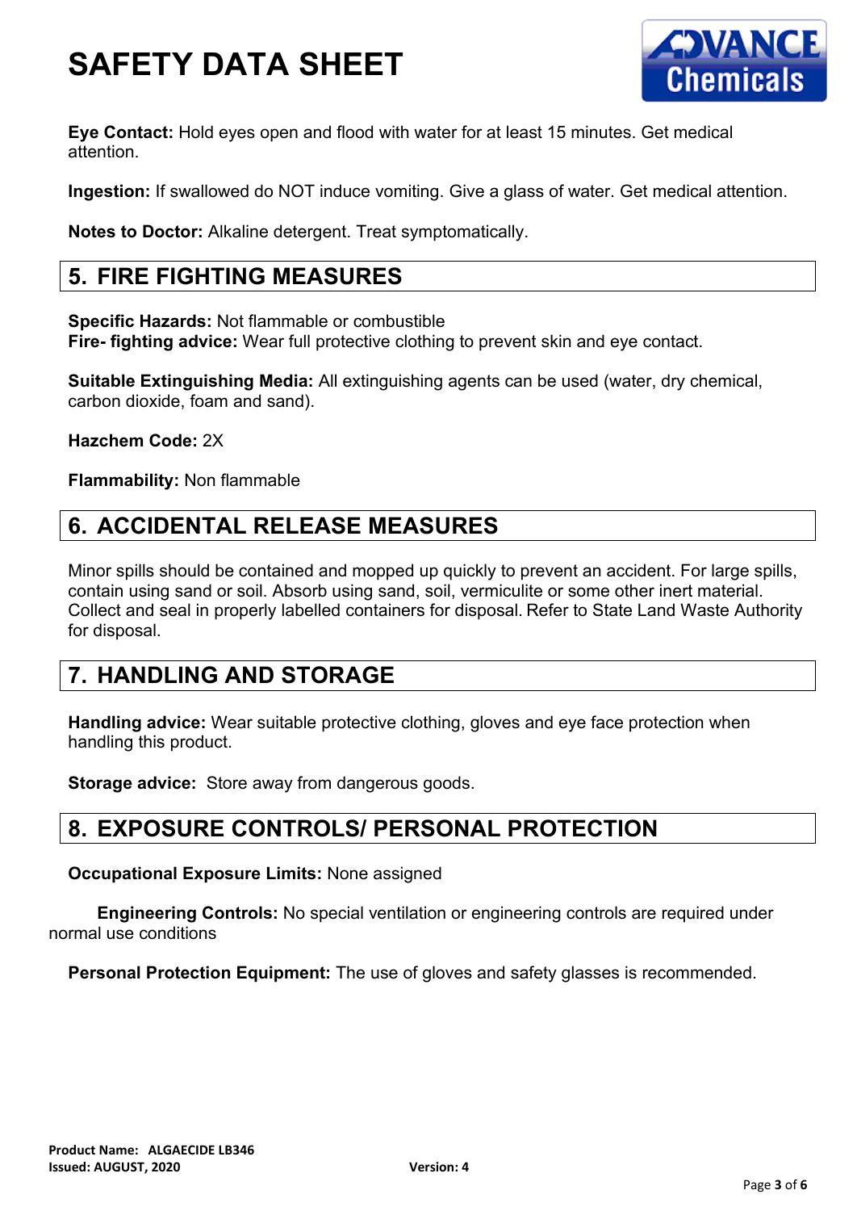**Eye Contact:** Hold eyes open and flood with water for at least 15 minutes. Get medical attention.

**Ingestion:** If swallowed do NOT induce vomiting. Give a glass of water. Get medical attention.

**Notes to Doctor:** Alkaline detergent. Treat symptomatically.

## 5. FIRE FIGHTING MEASURES

**Specific Hazards:** Not flammable or combustible
**Fire- fighting advice:** Wear full protective clothing to prevent skin and eye contact.

**Suitable Extinguishing Media:** All extinguishing agents can be used (water, dry chemical, carbon dioxide, foam and sand).

**Hazchem Code:** 2X

**Flammability:** Non flammable

## 6. ACCIDENTAL RELEASE MEASURES

Minor spills should be contained and mopped up quickly to prevent an accident. For large spills, contain using sand or soil. Absorb using sand, soil, vermiculite or some other inert material. Collect and seal in properly labelled containers for disposal. Refer to State Land Waste Authority for disposal.

## 7. HANDLING AND STORAGE

**Handling advice:** Wear suitable protective clothing, gloves and eye face protection when handling this product.

**Storage advice:** Store away from dangerous goods.

## 8. EXPOSURE CONTROLS/ PERSONAL PROTECTION

**Occupational Exposure Limits:** None assigned

**Engineering Controls:** No special ventilation or engineering controls are required under normal use conditions

**Personal Protection Equipment:** The use of gloves and safety glasses is recommended.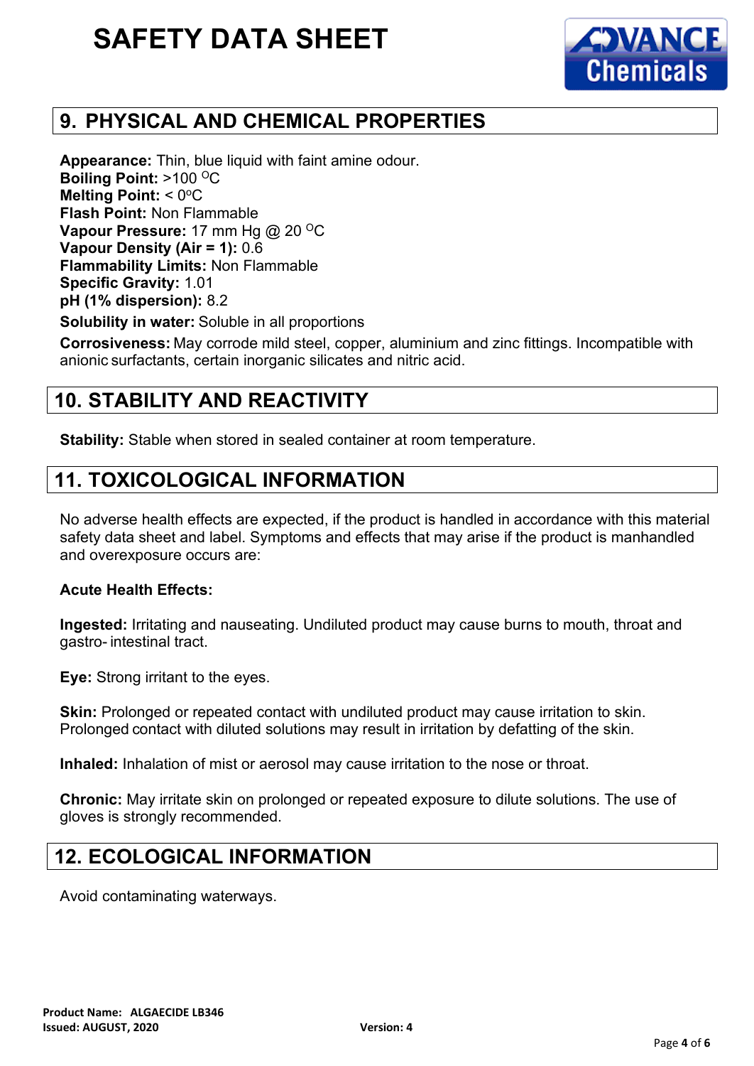# SAFETY DATA SHEET

## 9. PHYSICAL AND CHEMICAL PROPERTIES

**Appearance:** Thin, blue liquid with faint amine odour.
**Boiling Point:** >100 $^{O}$C
**Melting Point:** < 0$^{o}$C
**Flash Point:** Non Flammable
**Vapour Pressure:** 17 mm Hg @ 20 $^{O}$C
**Vapour Density (Air = 1):** 0.6
**Flammability Limits:** Non Flammable
**Specific Gravity:** 1.01
**pH (1% dispersion):** 8.2

**Solubility in water:** Soluble in all proportions

**Corrosiveness:** May corrode mild steel, copper, aluminium and zinc fittings. Incompatible with anionic surfactants, certain inorganic silicates and nitric acid.

## 10. STABILITY AND REACTIVITY

**Stability:** Stable when stored in sealed container at room temperature.

## 11. TOXICOLOGICAL INFORMATION

No adverse health effects are expected, if the product is handled in accordance with this material safety data sheet and label. Symptoms and effects that may arise if the product is manhandled and overexposure occurs are:

**Acute Health Effects:**

**Ingested:** Irritating and nauseating. Undiluted product may cause burns to mouth, throat and gastro- intestinal tract.

**Eye:** Strong irritant to the eyes.

**Skin:** Prolonged or repeated contact with undiluted product may cause irritation to skin. Prolonged contact with diluted solutions may result in irritation by defatting of the skin.

**Inhaled:** Inhalation of mist or aerosol may cause irritation to the nose or throat.

**Chronic:** May irritate skin on prolonged or repeated exposure to dilute solutions. The use of gloves is strongly recommended.

## 12. ECOLOGICAL INFORMATION

Avoid contaminating waterways.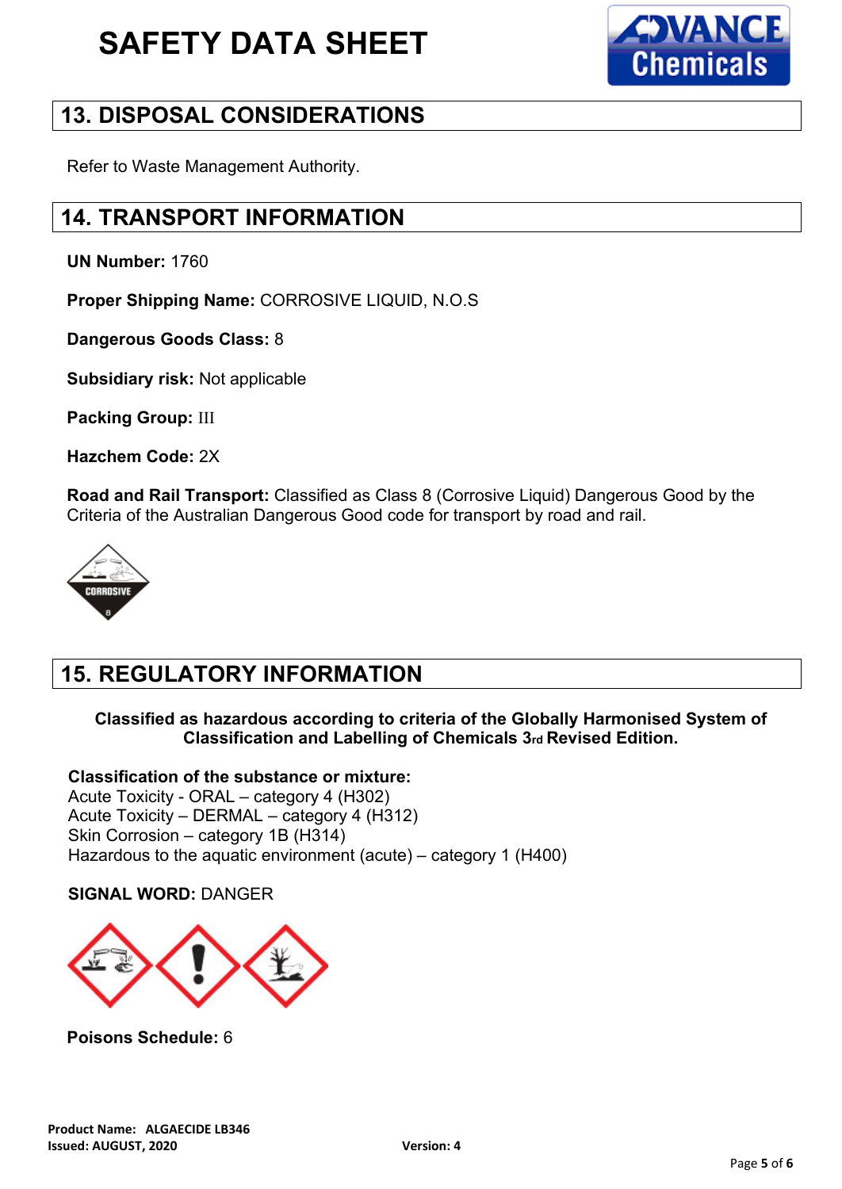# SAFETY DATA SHEET

## 13. DISPOSAL CONSIDERATIONS

Refer to Waste Management Authority.

## 14. TRANSPORT INFORMATION

**UN Number:** 1760

**Proper Shipping Name:** CORROSIVE LIQUID, N.O.S

**Dangerous Goods Class:** 8

**Subsidiary risk:** Not applicable

**Packing Group:** III

**Hazchem Code:** 2X

**Road and Rail Transport:** Classified as Class 8 (Corrosive Liquid) Dangerous Good by the Criteria of the Australian Dangerous Good code for transport by road and rail.

## 15. REGULATORY INFORMATION

**Classified as hazardous according to criteria of the Globally Harmonised System of Classification and Labelling of Chemicals 3rd Revised Edition.**

**Classification of the substance or mixture:**
Acute Toxicity - ORAL – category 4 (H302)
Acute Toxicity – DERMAL – category 4 (H312)
Skin Corrosion – category 1B (H314)
Hazardous to the aquatic environment (acute) – category 1 (H400)

**SIGNAL WORD:** DANGER

**Poisons Schedule:** 6

**Product Name:** ALGAECIDE LB346
**Issued:** AUGUST, 2020
**Version:** 4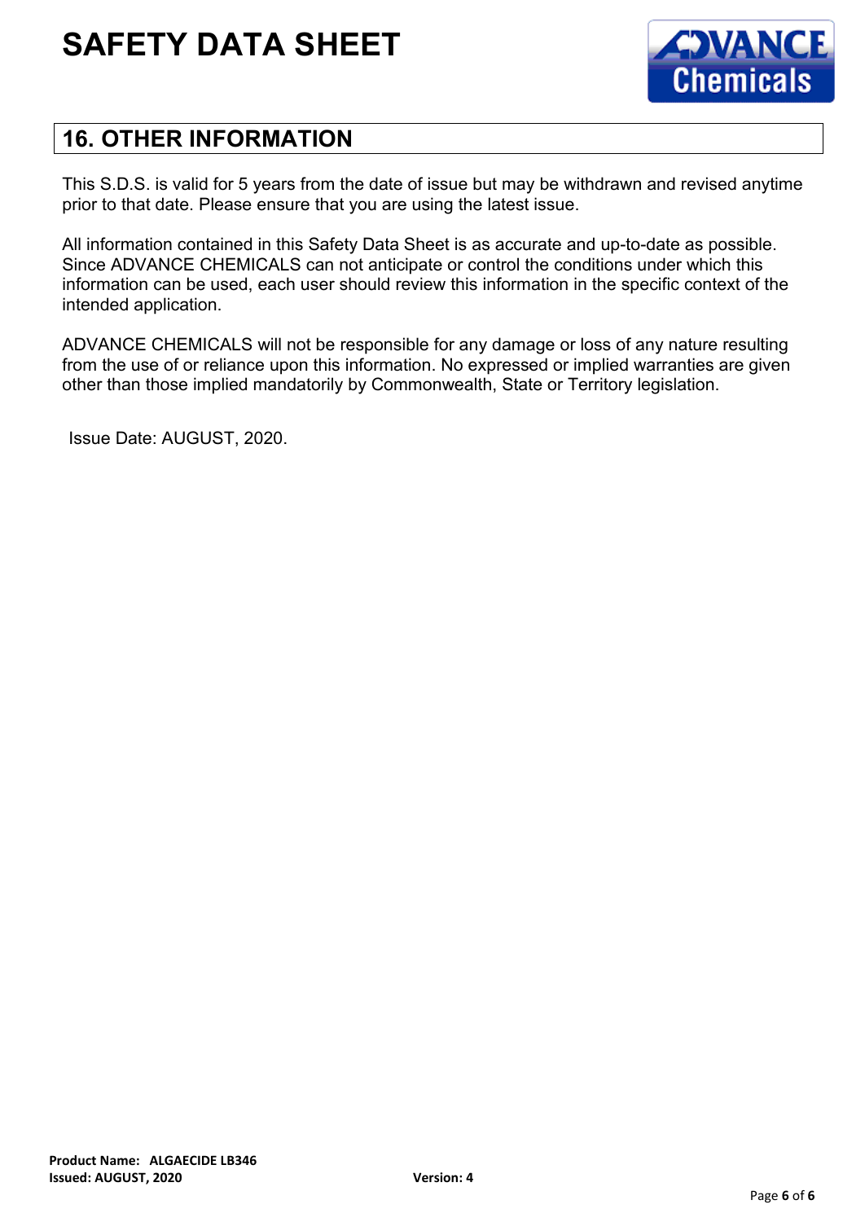## 16. OTHER INFORMATION

This S.D.S. is valid for 5 years from the date of issue but may be withdrawn and revised anytime prior to that date. Please ensure that you are using the latest issue.

All information contained in this Safety Data Sheet is as accurate and up-to-date as possible. Since ADVANCE CHEMICALS can not anticipate or control the conditions under which this information can be used, each user should review this information in the specific context of the intended application.

ADVANCE CHEMICALS will not be responsible for any damage or loss of any nature resulting from the use of or reliance upon this information. No expressed or implied warranties are given other than those implied mandatorily by Commonwealth, State or Territory legislation.

Issue Date: AUGUST, 2020.